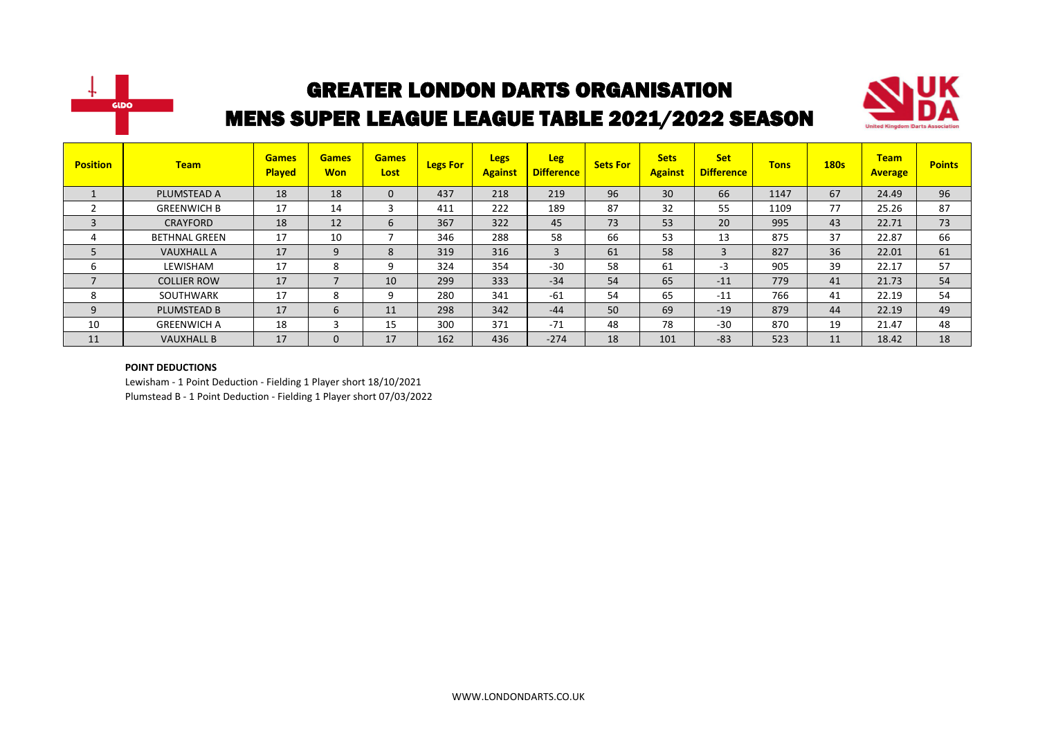# GREATER LONDON DARTS ORGANISATION

## MENS SUPER LEAGUE LEAGUE TABLE 2021/2022 SEASON

| Position | Team | Games Played | Games Won | Games Lost | Legs For | Legs Against | Leg Difference | Sets For | Sets Against | Set Difference | Tons | 180s | Team Average | Points |
|---|---|---|---|---|---|---|---|---|---|---|---|---|---|---|
| 1 | PLUMSTEAD A | 18 | 18 | 0 | 437 | 218 | 219 | 96 | 30 | 66 | 1147 | 67 | 24.49 | 96 |
| 2 | GREENWICH B | 17 | 14 | 3 | 411 | 222 | 189 | 87 | 32 | 55 | 1109 | 77 | 25.26 | 87 |
| 3 | CRAYFORD | 18 | 12 | 6 | 367 | 322 | 45 | 73 | 53 | 20 | 995 | 43 | 22.71 | 73 |
| 4 | BETHNAL GREEN | 17 | 10 | 7 | 346 | 288 | 58 | 66 | 53 | 13 | 875 | 37 | 22.87 | 66 |
| 5 | VAUXHALL A | 17 | 9 | 8 | 319 | 316 | 3 | 61 | 58 | 3 | 827 | 36 | 22.01 | 61 |
| 6 | LEWISHAM | 17 | 8 | 9 | 324 | 354 | -30 | 58 | 61 | -3 | 905 | 39 | 22.17 | 57 |
| 7 | COLLIER ROW | 17 | 7 | 10 | 299 | 333 | -34 | 54 | 65 | -11 | 779 | 41 | 21.73 | 54 |
| 8 | SOUTHWARK | 17 | 8 | 9 | 280 | 341 | -61 | 54 | 65 | -11 | 766 | 41 | 22.19 | 54 |
| 9 | PLUMSTEAD B | 17 | 6 | 11 | 298 | 342 | -44 | 50 | 69 | -19 | 879 | 44 | 22.19 | 49 |
| 10 | GREENWICH A | 18 | 3 | 15 | 300 | 371 | -71 | 48 | 78 | -30 | 870 | 19 | 21.47 | 48 |
| 11 | VAUXHALL B | 17 | 0 | 17 | 162 | 436 | -274 | 18 | 101 | -83 | 523 | 11 | 18.42 | 18 |

**POINT DEDUCTIONS**

Lewisham - 1 Point Deduction - Fielding 1 Player short 18/10/2021

Plumstead B - 1 Point Deduction - Fielding 1 Player short 07/03/2022

WWW.LONDONDARTS.CO.UK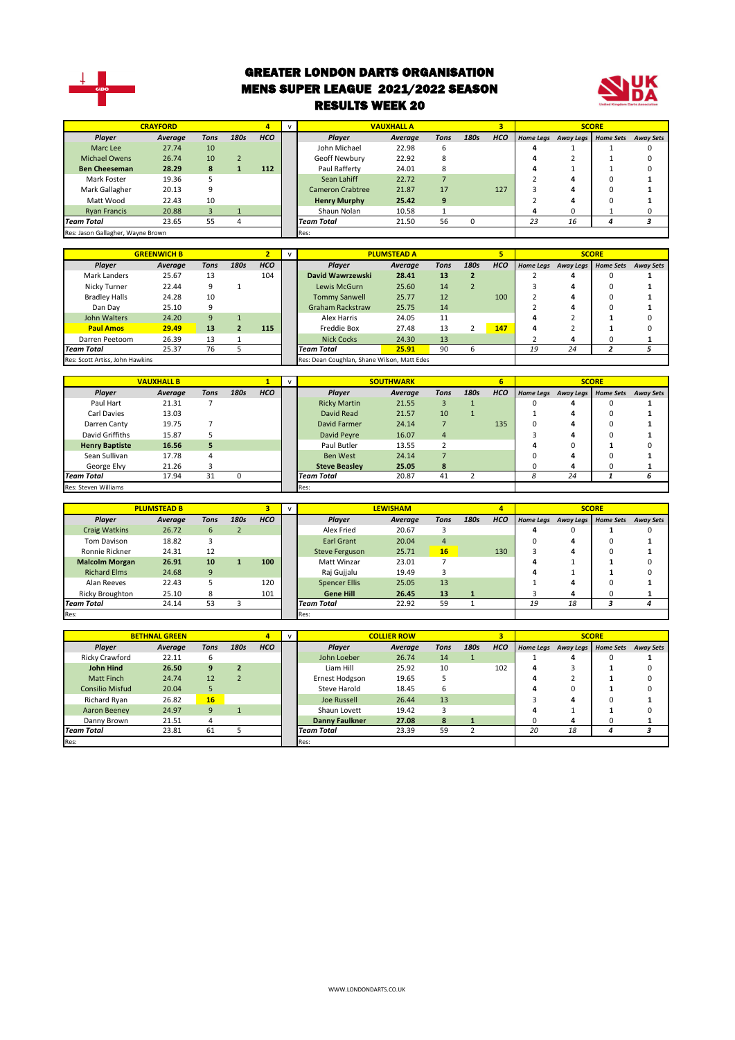# GREATER LONDON DARTS ORGANISATION
# MENS SUPER LEAGUE 2021/2022 SEASON
# RESULTS WEEK 20

| CRAYFORD | | | | 4 | v | VAUXHALL A | | | | 3 | SCORE | | | |
|---|---|---|---|---|---|---|---|---|---|---|---|---|---|---|
| Player | Average | Tons | 180s | HCO | | Player | Average | Tons | 180s | HCO | Home Legs | Away Legs | Home Sets | Away Sets |
| Marc Lee | 27.74 | 10 | | | | John Michael | 22.98 | 6 | | | 4 | 1 | 1 | 0 |
| Michael Owens | 26.74 | 10 | 2 | | | Geoff Newbury | 22.92 | 8 | | | 4 | 2 | 1 | 0 |
| **Ben Cheeseman** | **28.29** | **8** | **1** | **112** | | Paul Rafferty | 24.01 | 8 | | | 4 | 1 | 1 | 0 |
| Mark Foster | 19.36 | 5 | | | | Sean Lahiff | 22.72 | 7 | | | 2 | 4 | 0 | 1 |
| Mark Gallagher | 20.13 | 9 | | | | Cameron Crabtree | 21.87 | 17 | | 127 | 3 | 4 | 0 | 1 |
| Matt Wood | 22.43 | 10 | | | | **Henry Murphy** | **25.42** | **9** | | | 2 | 4 | 0 | 1 |
| Ryan Francis | 20.88 | 3 | 1 | | | Shaun Nolan | 10.58 | 1 | | | 4 | 0 | 1 | 0 |
| *Team Total* | 23.65 | 55 | 4 | | | *Team Total* | 21.50 | 56 | 0 | | 23 | 16 | 4 | 3 |
| Res: Jason Gallagher, Wayne Brown | | | | | | Res: | | | | | | | | |

| GREENWICH B | | | | 2 | v | PLUMSTEAD A | | | | 5 | SCORE | | | |
|---|---|---|---|---|---|---|---|---|---|---|---|---|---|---|
| Player | Average | Tons | 180s | HCO | | Player | Average | Tons | 180s | HCO | Home Legs | Away Legs | Home Sets | Away Sets |
| Mark Landers | 25.67 | 13 | | 104 | | **David Wawrzewski** | **28.41** | **13** | **2** | | 2 | 4 | 0 | 1 |
| Nicky Turner | 22.44 | 9 | 1 | | | Lewis McGurn | 25.60 | 14 | 2 | | 3 | 4 | 0 | 1 |
| Bradley Halls | 24.28 | 10 | | | | Tommy Sanwell | 25.77 | 12 | | 100 | 2 | 4 | 0 | 1 |
| Dan Day | 25.10 | 9 | | | | Graham Rackstraw | 25.75 | 14 | | | 2 | 4 | 0 | 1 |
| John Walters | 24.20 | 9 | 1 | | | Alex Harris | 24.05 | 11 | | | 4 | 2 | 1 | 0 |
| **Paul Amos** | **29.49** | **13** | **2** | **115** | | Freddie Box | 27.48 | 13 | 2 | **147** | 4 | 2 | 1 | 0 |
| Darren Peetoom | 26.39 | 13 | 1 | | | Nick Cocks | 24.30 | 13 | | | 2 | 4 | 0 | 1 |
| *Team Total* | 25.37 | 76 | 5 | | | *Team Total* | **25.91** | 90 | 6 | | 19 | 24 | 2 | 5 |
| Res: Scott Artiss, John Hawkins | | | | | | Res: Dean Coughlan, Shane Wilson, Matt Edes | | | | | | | | |

| VAUXHALL B | | | | 1 | v | SOUTHWARK | | | | 6 | SCORE | | | |
|---|---|---|---|---|---|---|---|---|---|---|---|---|---|---|
| Player | Average | Tons | 180s | HCO | | Player | Average | Tons | 180s | HCO | Home Legs | Away Legs | Home Sets | Away Sets |
| Paul Hart | 21.31 | 7 | | | | Ricky Martin | 21.55 | 3 | 1 | | 0 | 4 | 0 | 1 |
| Carl Davies | 13.03 | | | | | David Read | 21.57 | 10 | 1 | | 1 | 4 | 0 | 1 |
| Darren Canty | 19.75 | 7 | | | | David Farmer | 24.14 | 7 | | 135 | 0 | 4 | 0 | 1 |
| David Griffiths | 15.87 | 5 | | | | David Peyre | 16.07 | 4 | | | 3 | 4 | 0 | 1 |
| **Henry Baptiste** | **16.56** | **5** | | | | Paul Butler | 13.55 | 2 | | | 4 | 0 | 1 | 0 |
| Sean Sullivan | 17.78 | 4 | | | | Ben West | 24.14 | 7 | | | 0 | 4 | 0 | 1 |
| George Elvy | 21.26 | 3 | | | | **Steve Beasley** | **25.05** | **8** | | | 0 | 4 | 0 | 1 |
| *Team Total* | 17.94 | 31 | 0 | | | *Team Total* | 20.87 | 41 | 2 | | 8 | 24 | 1 | 6 |
| Res: Steven Williams | | | | | | Res: | | | | | | | | |

| PLUMSTEAD B | | | | 3 | v | LEWISHAM | | | | 4 | SCORE | | | |
|---|---|---|---|---|---|---|---|---|---|---|---|---|---|---|
| Player | Average | Tons | 180s | HCO | | Player | Average | Tons | 180s | HCO | Home Legs | Away Legs | Home Sets | Away Sets |
| Craig Watkins | 26.72 | 6 | 2 | | | Alex Fried | 20.67 | 3 | | | 4 | 0 | 1 | 0 |
| Tom Davison | 18.82 | 3 | | | | Earl Grant | 20.04 | 4 | | | 0 | 4 | 0 | 1 |
| Ronnie Rickner | 24.31 | 12 | | | | Steve Ferguson | 25.71 | **16** | | 130 | 3 | 4 | 0 | 1 |
| **Malcolm Morgan** | **26.91** | **10** | **1** | **100** | | Matt Winzar | 23.01 | 7 | | | 4 | 1 | 1 | 0 |
| Richard Elms | 24.68 | 9 | | | | Raj Gujjalu | 19.49 | 3 | | | 4 | 1 | 1 | 0 |
| Alan Reeves | 22.43 | 5 | | 120 | | Spencer Ellis | 25.05 | 13 | | | 1 | 4 | 0 | 1 |
| Ricky Broughton | 25.10 | 8 | | 101 | | **Gene Hill** | **26.45** | **13** | **1** | | 3 | 4 | 0 | 1 |
| *Team Total* | 24.14 | 53 | 3 | | | *Team Total* | 22.92 | 59 | 1 | | 19 | 18 | 3 | 4 |
| Res: | | | | | | Res: | | | | | | | | |

| BETHNAL GREEN | | | | 4 | v | COLLIER ROW | | | | 3 | SCORE | | | |
|---|---|---|---|---|---|---|---|---|---|---|---|---|---|---|
| Player | Average | Tons | 180s | HCO | | Player | Average | Tons | 180s | HCO | Home Legs | Away Legs | Home Sets | Away Sets |
| Ricky Crawford | 22.11 | 6 | | | | John Loeber | 26.74 | 14 | 1 | | 1 | 4 | 0 | 1 |
| **John Hind** | **26.50** | **9** | **2** | | | Liam Hill | 25.92 | 10 | | 102 | 4 | 3 | 1 | 0 |
| Matt Finch | 24.74 | 12 | 2 | | | Ernest Hodgson | 19.65 | 5 | | | 4 | 2 | 1 | 0 |
| Consilio Misfud | 20.04 | 5 | | | | Steve Harold | 18.45 | 6 | | | 4 | 0 | 1 | 0 |
| Richard Ryan | 26.82 | **16** | | | | Joe Russell | 26.44 | 13 | | | 3 | 4 | 0 | 1 |
| Aaron Beeney | 24.97 | 9 | 1 | | | Shaun Lovett | 19.42 | 3 | | | 4 | 1 | 1 | 0 |
| Danny Brown | 21.51 | 4 | | | | **Danny Faulkner** | **27.08** | **8** | **1** | | 0 | 4 | 0 | 1 |
| *Team Total* | 23.81 | 61 | 5 | | | *Team Total* | 23.39 | 59 | 2 | | 20 | 18 | 4 | 3 |
| Res: | | | | | | Res: | | | | | | | | |

WWW.LONDONDARTS.CO.UK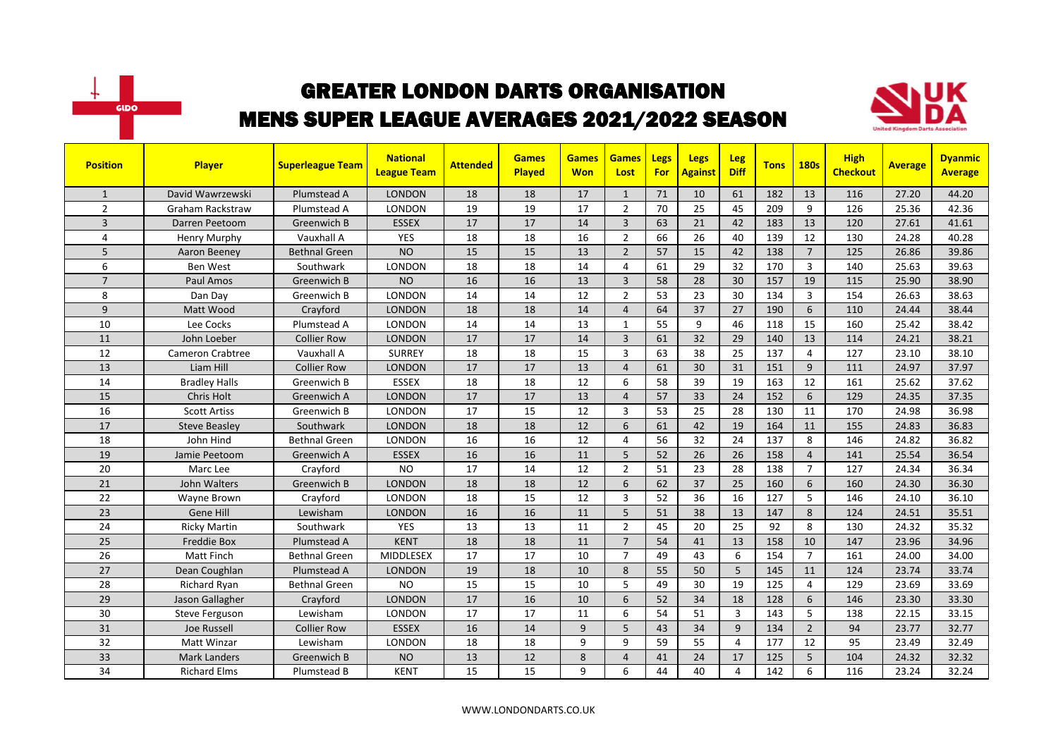# GREATER LONDON DARTS ORGANISATION
## MENS SUPER LEAGUE AVERAGES 2021/2022 SEASON

| Position | Player | Superleague Team | National League Team | Attended | Games Played | Games Won | Games Lost | Legs For | Legs Against | Leg Diff | Tons | 180s | High Checkout | Average | Dyanmic Average |
|---|---|---|---|---|---|---|---|---|---|---|---|---|---|---|---|
| 1 | David Wawrzewski | Plumstead A | LONDON | 18 | 18 | 17 | 1 | 71 | 10 | 61 | 182 | 13 | 116 | 27.20 | 44.20 |
| 2 | Graham Rackstraw | Plumstead A | LONDON | 19 | 19 | 17 | 2 | 70 | 25 | 45 | 209 | 9 | 126 | 25.36 | 42.36 |
| 3 | Darren Peetoom | Greenwich B | ESSEX | 17 | 17 | 14 | 3 | 63 | 21 | 42 | 183 | 13 | 120 | 27.61 | 41.61 |
| 4 | Henry Murphy | Vauxhall A | YES | 18 | 18 | 16 | 2 | 66 | 26 | 40 | 139 | 12 | 130 | 24.28 | 40.28 |
| 5 | Aaron Beeney | Bethnal Green | NO | 15 | 15 | 13 | 2 | 57 | 15 | 42 | 138 | 7 | 125 | 26.86 | 39.86 |
| 6 | Ben West | Southwark | LONDON | 18 | 18 | 14 | 4 | 61 | 29 | 32 | 170 | 3 | 140 | 25.63 | 39.63 |
| 7 | Paul Amos | Greenwich B | NO | 16 | 16 | 13 | 3 | 58 | 28 | 30 | 157 | 19 | 115 | 25.90 | 38.90 |
| 8 | Dan Day | Greenwich B | LONDON | 14 | 14 | 12 | 2 | 53 | 23 | 30 | 134 | 3 | 154 | 26.63 | 38.63 |
| 9 | Matt Wood | Crayford | LONDON | 18 | 18 | 14 | 4 | 64 | 37 | 27 | 190 | 6 | 110 | 24.44 | 38.44 |
| 10 | Lee Cocks | Plumstead A | LONDON | 14 | 14 | 13 | 1 | 55 | 9 | 46 | 118 | 15 | 160 | 25.42 | 38.42 |
| 11 | John Loeber | Collier Row | LONDON | 17 | 17 | 14 | 3 | 61 | 32 | 29 | 140 | 13 | 114 | 24.21 | 38.21 |
| 12 | Cameron Crabtree | Vauxhall A | SURREY | 18 | 18 | 15 | 3 | 63 | 38 | 25 | 137 | 4 | 127 | 23.10 | 38.10 |
| 13 | Liam Hill | Collier Row | LONDON | 17 | 17 | 13 | 4 | 61 | 30 | 31 | 151 | 9 | 111 | 24.97 | 37.97 |
| 14 | Bradley Halls | Greenwich B | ESSEX | 18 | 18 | 12 | 6 | 58 | 39 | 19 | 163 | 12 | 161 | 25.62 | 37.62 |
| 15 | Chris Holt | Greenwich A | LONDON | 17 | 17 | 13 | 4 | 57 | 33 | 24 | 152 | 6 | 129 | 24.35 | 37.35 |
| 16 | Scott Artiss | Greenwich B | LONDON | 17 | 15 | 12 | 3 | 53 | 25 | 28 | 130 | 11 | 170 | 24.98 | 36.98 |
| 17 | Steve Beasley | Southwark | LONDON | 18 | 18 | 12 | 6 | 61 | 42 | 19 | 164 | 11 | 155 | 24.83 | 36.83 |
| 18 | John Hind | Bethnal Green | LONDON | 16 | 16 | 12 | 4 | 56 | 32 | 24 | 137 | 8 | 146 | 24.82 | 36.82 |
| 19 | Jamie Peetoom | Greenwich A | ESSEX | 16 | 16 | 11 | 5 | 52 | 26 | 26 | 158 | 4 | 141 | 25.54 | 36.54 |
| 20 | Marc Lee | Crayford | NO | 17 | 14 | 12 | 2 | 51 | 23 | 28 | 138 | 7 | 127 | 24.34 | 36.34 |
| 21 | John Walters | Greenwich B | LONDON | 18 | 18 | 12 | 6 | 62 | 37 | 25 | 160 | 6 | 160 | 24.30 | 36.30 |
| 22 | Wayne Brown | Crayford | LONDON | 18 | 15 | 12 | 3 | 52 | 36 | 16 | 127 | 5 | 146 | 24.10 | 36.10 |
| 23 | Gene Hill | Lewisham | LONDON | 16 | 16 | 11 | 5 | 51 | 38 | 13 | 147 | 8 | 124 | 24.51 | 35.51 |
| 24 | Ricky Martin | Southwark | YES | 13 | 13 | 11 | 2 | 45 | 20 | 25 | 92 | 8 | 130 | 24.32 | 35.32 |
| 25 | Freddie Box | Plumstead A | KENT | 18 | 18 | 11 | 7 | 54 | 41 | 13 | 158 | 10 | 147 | 23.96 | 34.96 |
| 26 | Matt Finch | Bethnal Green | MIDDLESEX | 17 | 17 | 10 | 7 | 49 | 43 | 6 | 154 | 7 | 161 | 24.00 | 34.00 |
| 27 | Dean Coughlan | Plumstead A | LONDON | 19 | 18 | 10 | 8 | 55 | 50 | 5 | 145 | 11 | 124 | 23.74 | 33.74 |
| 28 | Richard Ryan | Bethnal Green | NO | 15 | 15 | 10 | 5 | 49 | 30 | 19 | 125 | 4 | 129 | 23.69 | 33.69 |
| 29 | Jason Gallagher | Crayford | LONDON | 17 | 16 | 10 | 6 | 52 | 34 | 18 | 128 | 6 | 146 | 23.30 | 33.30 |
| 30 | Steve Ferguson | Lewisham | LONDON | 17 | 17 | 11 | 6 | 54 | 51 | 3 | 143 | 5 | 138 | 22.15 | 33.15 |
| 31 | Joe Russell | Collier Row | ESSEX | 16 | 14 | 9 | 5 | 43 | 34 | 9 | 134 | 2 | 94 | 23.77 | 32.77 |
| 32 | Matt Winzar | Lewisham | LONDON | 18 | 18 | 9 | 9 | 59 | 55 | 4 | 177 | 12 | 95 | 23.49 | 32.49 |
| 33 | Mark Landers | Greenwich B | NO | 13 | 12 | 8 | 4 | 41 | 24 | 17 | 125 | 5 | 104 | 24.32 | 32.32 |
| 34 | Richard Elms | Plumstead B | KENT | 15 | 15 | 9 | 6 | 44 | 40 | 4 | 142 | 6 | 116 | 23.24 | 32.24 |

WWW.LONDONDARTS.CO.UK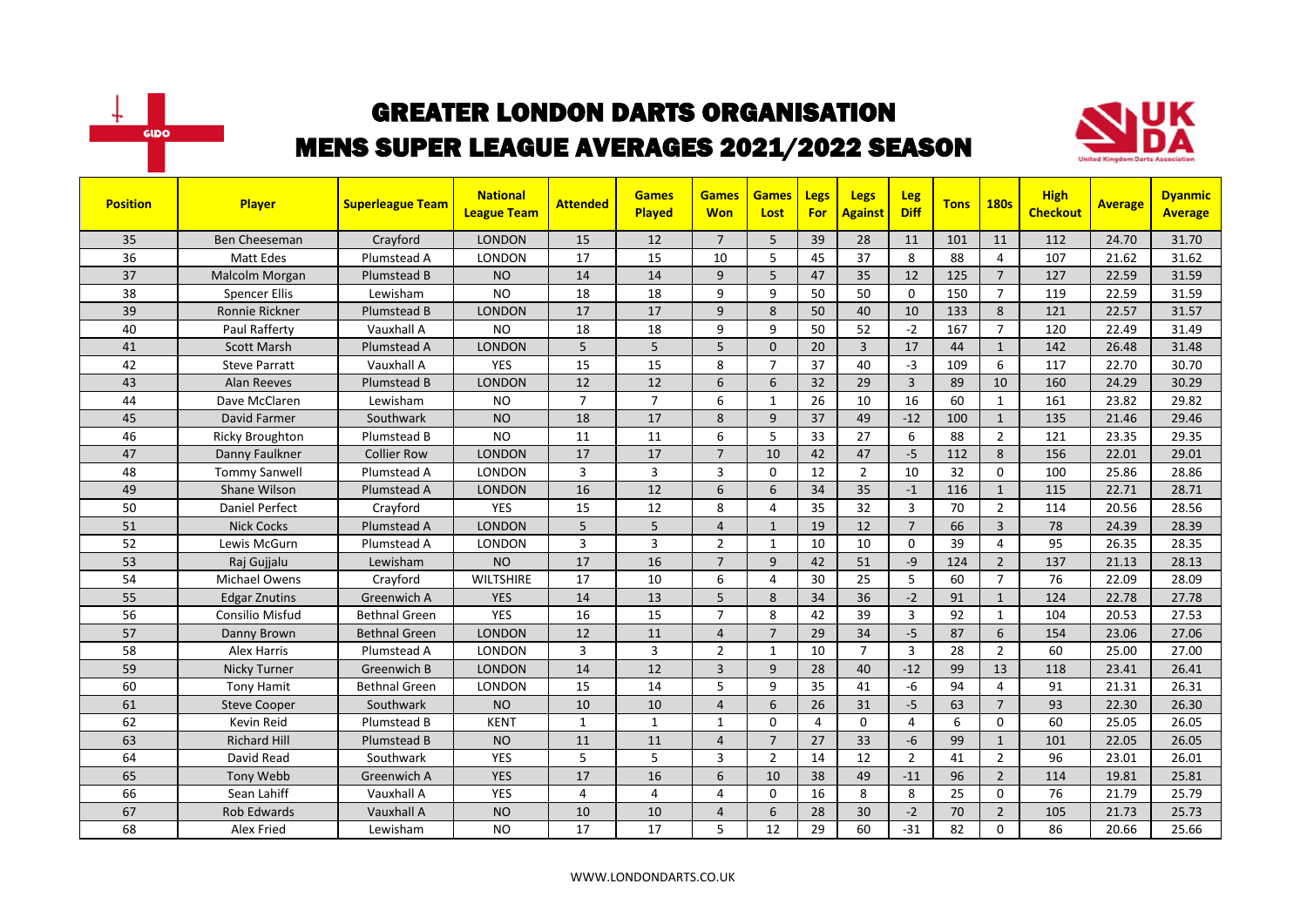# GREATER LONDON DARTS ORGANISATION

## MENS SUPER LEAGUE AVERAGES 2021/2022 SEASON

| Position | Player | Superleague Team | National League Team | Attended | Games Played | Games Won | Games Lost | Legs For | Legs Against | Leg Diff | Tons | 180s | High Checkout | Average | Dyanmic Average |
|---|---|---|---|---|---|---|---|---|---|---|---|---|---|---|---|
| 35 | Ben Cheeseman | Crayford | LONDON | 15 | 12 | 7 | 5 | 39 | 28 | 11 | 101 | 11 | 112 | 24.70 | 31.70 |
| 36 | Matt Edes | Plumstead A | LONDON | 17 | 15 | 10 | 5 | 45 | 37 | 8 | 88 | 4 | 107 | 21.62 | 31.62 |
| 37 | Malcolm Morgan | Plumstead B | NO | 14 | 14 | 9 | 5 | 47 | 35 | 12 | 125 | 7 | 127 | 22.59 | 31.59 |
| 38 | Spencer Ellis | Lewisham | NO | 18 | 18 | 9 | 9 | 50 | 50 | 0 | 150 | 7 | 119 | 22.59 | 31.59 |
| 39 | Ronnie Rickner | Plumstead B | LONDON | 17 | 17 | 9 | 8 | 50 | 40 | 10 | 133 | 8 | 121 | 22.57 | 31.57 |
| 40 | Paul Rafferty | Vauxhall A | NO | 18 | 18 | 9 | 9 | 50 | 52 | -2 | 167 | 7 | 120 | 22.49 | 31.49 |
| 41 | Scott Marsh | Plumstead A | LONDON | 5 | 5 | 5 | 0 | 20 | 3 | 17 | 44 | 1 | 142 | 26.48 | 31.48 |
| 42 | Steve Parratt | Vauxhall A | YES | 15 | 15 | 8 | 7 | 37 | 40 | -3 | 109 | 6 | 117 | 22.70 | 30.70 |
| 43 | Alan Reeves | Plumstead B | LONDON | 12 | 12 | 6 | 6 | 32 | 29 | 3 | 89 | 10 | 160 | 24.29 | 30.29 |
| 44 | Dave McClaren | Lewisham | NO | 7 | 7 | 6 | 1 | 26 | 10 | 16 | 60 | 1 | 161 | 23.82 | 29.82 |
| 45 | David Farmer | Southwark | NO | 18 | 17 | 8 | 9 | 37 | 49 | -12 | 100 | 1 | 135 | 21.46 | 29.46 |
| 46 | Ricky Broughton | Plumstead B | NO | 11 | 11 | 6 | 5 | 33 | 27 | 6 | 88 | 2 | 121 | 23.35 | 29.35 |
| 47 | Danny Faulkner | Collier Row | LONDON | 17 | 17 | 7 | 10 | 42 | 47 | -5 | 112 | 8 | 156 | 22.01 | 29.01 |
| 48 | Tommy Sanwell | Plumstead A | LONDON | 3 | 3 | 3 | 0 | 12 | 2 | 10 | 32 | 0 | 100 | 25.86 | 28.86 |
| 49 | Shane Wilson | Plumstead A | LONDON | 16 | 12 | 6 | 6 | 34 | 35 | -1 | 116 | 1 | 115 | 22.71 | 28.71 |
| 50 | Daniel Perfect | Crayford | YES | 15 | 12 | 8 | 4 | 35 | 32 | 3 | 70 | 2 | 114 | 20.56 | 28.56 |
| 51 | Nick Cocks | Plumstead A | LONDON | 5 | 5 | 4 | 1 | 19 | 12 | 7 | 66 | 3 | 78 | 24.39 | 28.39 |
| 52 | Lewis McGurn | Plumstead A | LONDON | 3 | 3 | 2 | 1 | 10 | 10 | 0 | 39 | 4 | 95 | 26.35 | 28.35 |
| 53 | Raj Gujjalu | Lewisham | NO | 17 | 16 | 7 | 9 | 42 | 51 | -9 | 124 | 2 | 137 | 21.13 | 28.13 |
| 54 | Michael Owens | Crayford | WILTSHIRE | 17 | 10 | 6 | 4 | 30 | 25 | 5 | 60 | 7 | 76 | 22.09 | 28.09 |
| 55 | Edgar Znutins | Greenwich A | YES | 14 | 13 | 5 | 8 | 34 | 36 | -2 | 91 | 1 | 124 | 22.78 | 27.78 |
| 56 | Consilio Misfud | Bethnal Green | YES | 16 | 15 | 7 | 8 | 42 | 39 | 3 | 92 | 1 | 104 | 20.53 | 27.53 |
| 57 | Danny Brown | Bethnal Green | LONDON | 12 | 11 | 4 | 7 | 29 | 34 | -5 | 87 | 6 | 154 | 23.06 | 27.06 |
| 58 | Alex Harris | Plumstead A | LONDON | 3 | 3 | 2 | 1 | 10 | 7 | 3 | 28 | 2 | 60 | 25.00 | 27.00 |
| 59 | Nicky Turner | Greenwich B | LONDON | 14 | 12 | 3 | 9 | 28 | 40 | -12 | 99 | 13 | 118 | 23.41 | 26.41 |
| 60 | Tony Hamit | Bethnal Green | LONDON | 15 | 14 | 5 | 9 | 35 | 41 | -6 | 94 | 4 | 91 | 21.31 | 26.31 |
| 61 | Steve Cooper | Southwark | NO | 10 | 10 | 4 | 6 | 26 | 31 | -5 | 63 | 7 | 93 | 22.30 | 26.30 |
| 62 | Kevin Reid | Plumstead B | KENT | 1 | 1 | 1 | 0 | 4 | 0 | 4 | 6 | 0 | 60 | 25.05 | 26.05 |
| 63 | Richard Hill | Plumstead B | NO | 11 | 11 | 4 | 7 | 27 | 33 | -6 | 99 | 1 | 101 | 22.05 | 26.05 |
| 64 | David Read | Southwark | YES | 5 | 5 | 3 | 2 | 14 | 12 | 2 | 41 | 2 | 96 | 23.01 | 26.01 |
| 65 | Tony Webb | Greenwich A | YES | 17 | 16 | 6 | 10 | 38 | 49 | -11 | 96 | 2 | 114 | 19.81 | 25.81 |
| 66 | Sean Lahiff | Vauxhall A | YES | 4 | 4 | 4 | 0 | 16 | 8 | 8 | 25 | 0 | 76 | 21.79 | 25.79 |
| 67 | Rob Edwards | Vauxhall A | NO | 10 | 10 | 4 | 6 | 28 | 30 | -2 | 70 | 2 | 105 | 21.73 | 25.73 |
| 68 | Alex Fried | Lewisham | NO | 17 | 17 | 5 | 12 | 29 | 60 | -31 | 82 | 0 | 86 | 20.66 | 25.66 |

WWW.LONDONDARTS.CO.UK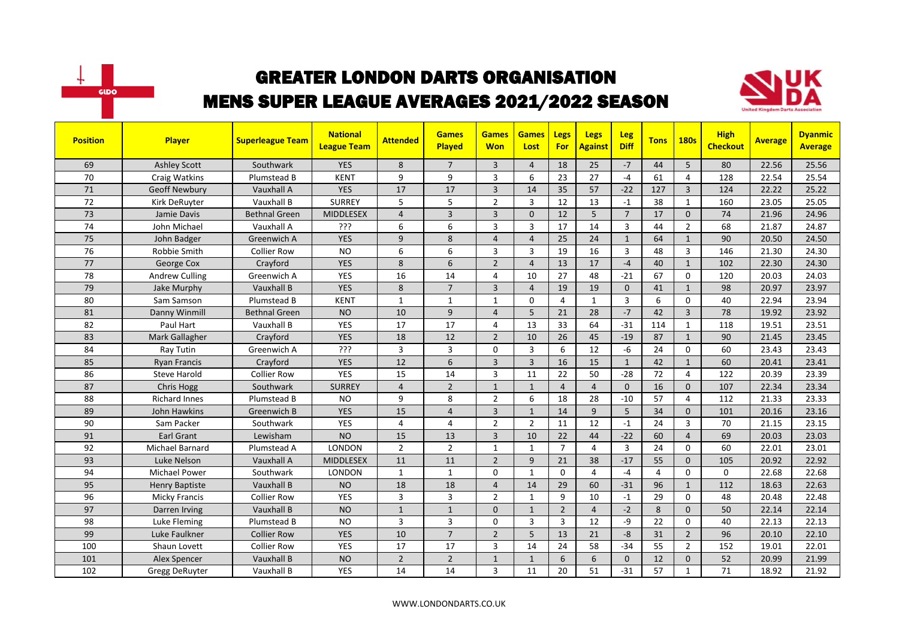# GREATER LONDON DARTS ORGANISATION
## MENS SUPER LEAGUE AVERAGES 2021/2022 SEASON

| Position | Player | Superleague Team | National League Team | Attended | Games Played | Games Won | Games Lost | Legs For | Legs Against | Leg Diff | Tons | 180s | High Checkout | Average | Dyanmic Average |
|---|---|---|---|---|---|---|---|---|---|---|---|---|---|---|---|
| 69 | Ashley Scott | Southwark | YES | 8 | 7 | 3 | 4 | 18 | 25 | -7 | 44 | 5 | 80 | 22.56 | 25.56 |
| 70 | Craig Watkins | Plumstead B | KENT | 9 | 9 | 3 | 6 | 23 | 27 | -4 | 61 | 4 | 128 | 22.54 | 25.54 |
| 71 | Geoff Newbury | Vauxhall A | YES | 17 | 17 | 3 | 14 | 35 | 57 | -22 | 127 | 3 | 124 | 22.22 | 25.22 |
| 72 | Kirk DeRuyter | Vauxhall B | SURREY | 5 | 5 | 2 | 3 | 12 | 13 | -1 | 38 | 1 | 160 | 23.05 | 25.05 |
| 73 | Jamie Davis | Bethnal Green | MIDDLESEX | 4 | 3 | 3 | 0 | 12 | 5 | 7 | 17 | 0 | 74 | 21.96 | 24.96 |
| 74 | John Michael | Vauxhall A | ??? | 6 | 6 | 3 | 3 | 17 | 14 | 3 | 44 | 2 | 68 | 21.87 | 24.87 |
| 75 | John Badger | Greenwich A | YES | 9 | 8 | 4 | 4 | 25 | 24 | 1 | 64 | 1 | 90 | 20.50 | 24.50 |
| 76 | Robbie Smith | Collier Row | NO | 6 | 6 | 3 | 3 | 19 | 16 | 3 | 48 | 3 | 146 | 21.30 | 24.30 |
| 77 | George Cox | Crayford | YES | 8 | 6 | 2 | 4 | 13 | 17 | -4 | 40 | 1 | 102 | 22.30 | 24.30 |
| 78 | Andrew Culling | Greenwich A | YES | 16 | 14 | 4 | 10 | 27 | 48 | -21 | 67 | 0 | 120 | 20.03 | 24.03 |
| 79 | Jake Murphy | Vauxhall B | YES | 8 | 7 | 3 | 4 | 19 | 19 | 0 | 41 | 1 | 98 | 20.97 | 23.97 |
| 80 | Sam Samson | Plumstead B | KENT | 1 | 1 | 1 | 0 | 4 | 1 | 3 | 6 | 0 | 40 | 22.94 | 23.94 |
| 81 | Danny Winmill | Bethnal Green | NO | 10 | 9 | 4 | 5 | 21 | 28 | -7 | 42 | 3 | 78 | 19.92 | 23.92 |
| 82 | Paul Hart | Vauxhall B | YES | 17 | 17 | 4 | 13 | 33 | 64 | -31 | 114 | 1 | 118 | 19.51 | 23.51 |
| 83 | Mark Gallagher | Crayford | YES | 18 | 12 | 2 | 10 | 26 | 45 | -19 | 87 | 1 | 90 | 21.45 | 23.45 |
| 84 | Ray Tutin | Greenwich A | ??? | 3 | 3 | 0 | 3 | 6 | 12 | -6 | 24 | 0 | 60 | 23.43 | 23.43 |
| 85 | Ryan Francis | Crayford | YES | 12 | 6 | 3 | 3 | 16 | 15 | 1 | 42 | 1 | 60 | 20.41 | 23.41 |
| 86 | Steve Harold | Collier Row | YES | 15 | 14 | 3 | 11 | 22 | 50 | -28 | 72 | 4 | 122 | 20.39 | 23.39 |
| 87 | Chris Hogg | Southwark | SURREY | 4 | 2 | 1 | 1 | 4 | 4 | 0 | 16 | 0 | 107 | 22.34 | 23.34 |
| 88 | Richard Innes | Plumstead B | NO | 9 | 8 | 2 | 6 | 18 | 28 | -10 | 57 | 4 | 112 | 21.33 | 23.33 |
| 89 | John Hawkins | Greenwich B | YES | 15 | 4 | 3 | 1 | 14 | 9 | 5 | 34 | 0 | 101 | 20.16 | 23.16 |
| 90 | Sam Packer | Southwark | YES | 4 | 4 | 2 | 2 | 11 | 12 | -1 | 24 | 3 | 70 | 21.15 | 23.15 |
| 91 | Earl Grant | Lewisham | NO | 15 | 13 | 3 | 10 | 22 | 44 | -22 | 60 | 4 | 69 | 20.03 | 23.03 |
| 92 | Michael Barnard | Plumstead A | LONDON | 2 | 2 | 1 | 1 | 7 | 4 | 3 | 24 | 0 | 60 | 22.01 | 23.01 |
| 93 | Luke Nelson | Vauxhall A | MIDDLESEX | 11 | 11 | 2 | 9 | 21 | 38 | -17 | 55 | 0 | 105 | 20.92 | 22.92 |
| 94 | Michael Power | Southwark | LONDON | 1 | 1 | 0 | 1 | 0 | 4 | -4 | 4 | 0 | 0 | 22.68 | 22.68 |
| 95 | Henry Baptiste | Vauxhall B | NO | 18 | 18 | 4 | 14 | 29 | 60 | -31 | 96 | 1 | 112 | 18.63 | 22.63 |
| 96 | Micky Francis | Collier Row | YES | 3 | 3 | 2 | 1 | 9 | 10 | -1 | 29 | 0 | 48 | 20.48 | 22.48 |
| 97 | Darren Irving | Vauxhall B | NO | 1 | 1 | 0 | 1 | 2 | 4 | -2 | 8 | 0 | 50 | 22.14 | 22.14 |
| 98 | Luke Fleming | Plumstead B | NO | 3 | 3 | 0 | 3 | 3 | 12 | -9 | 22 | 0 | 40 | 22.13 | 22.13 |
| 99 | Luke Faulkner | Collier Row | YES | 10 | 7 | 2 | 5 | 13 | 21 | -8 | 31 | 2 | 96 | 20.10 | 22.10 |
| 100 | Shaun Lovett | Collier Row | YES | 17 | 17 | 3 | 14 | 24 | 58 | -34 | 55 | 2 | 152 | 19.01 | 22.01 |
| 101 | Alex Spencer | Vauxhall B | NO | 2 | 2 | 1 | 1 | 6 | 6 | 0 | 12 | 0 | 52 | 20.99 | 21.99 |
| 102 | Gregg DeRuyter | Vauxhall B | YES | 14 | 14 | 3 | 11 | 20 | 51 | -31 | 57 | 1 | 71 | 18.92 | 21.92 |

WWW.LONDONDARTS.CO.UK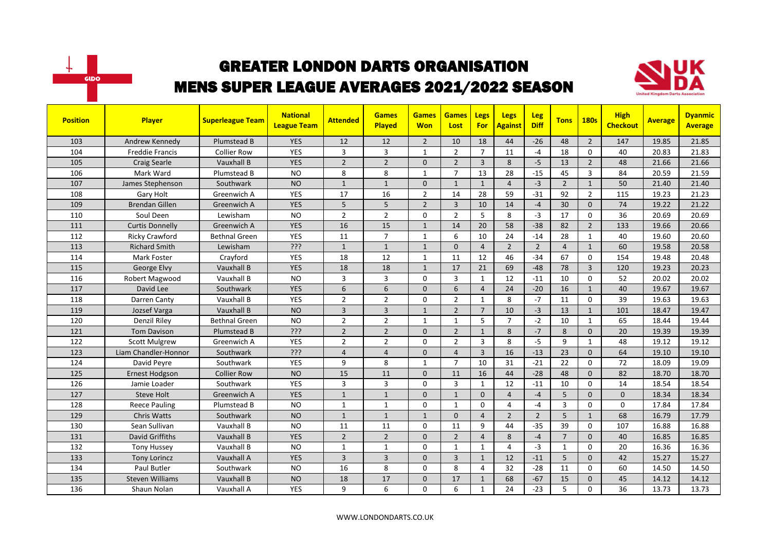# GREATER LONDON DARTS ORGANISATION

## MENS SUPER LEAGUE AVERAGES 2021/2022 SEASON

| Position | Player | Superleague Team | National League Team | Attended | Games Played | Games Won | Games Lost | Legs For | Legs Against | Leg Diff | Tons | 180s | High Checkout | Average | Dyanmic Average |
|---|---|---|---|---|---|---|---|---|---|---|---|---|---|---|---|
| 103 | Andrew Kennedy | Plumstead B | YES | 12 | 12 | 2 | 10 | 18 | 44 | -26 | 48 | 2 | 147 | 19.85 | 21.85 |
| 104 | Freddie Francis | Collier Row | YES | 3 | 3 | 1 | 2 | 7 | 11 | -4 | 18 | 0 | 40 | 20.83 | 21.83 |
| 105 | Craig Searle | Vauxhall B | YES | 2 | 2 | 0 | 2 | 3 | 8 | -5 | 13 | 2 | 48 | 21.66 | 21.66 |
| 106 | Mark Ward | Plumstead B | NO | 8 | 8 | 1 | 7 | 13 | 28 | -15 | 45 | 3 | 84 | 20.59 | 21.59 |
| 107 | James Stephenson | Southwark | NO | 1 | 1 | 0 | 1 | 1 | 4 | -3 | 2 | 1 | 50 | 21.40 | 21.40 |
| 108 | Gary Holt | Greenwich A | YES | 17 | 16 | 2 | 14 | 28 | 59 | -31 | 92 | 2 | 115 | 19.23 | 21.23 |
| 109 | Brendan Gillen | Greenwich A | YES | 5 | 5 | 2 | 3 | 10 | 14 | -4 | 30 | 0 | 74 | 19.22 | 21.22 |
| 110 | Soul Deen | Lewisham | NO | 2 | 2 | 0 | 2 | 5 | 8 | -3 | 17 | 0 | 36 | 20.69 | 20.69 |
| 111 | Curtis Donnelly | Greenwich A | YES | 16 | 15 | 1 | 14 | 20 | 58 | -38 | 82 | 2 | 133 | 19.66 | 20.66 |
| 112 | Ricky Crawford | Bethnal Green | YES | 11 | 7 | 1 | 6 | 10 | 24 | -14 | 28 | 1 | 40 | 19.60 | 20.60 |
| 113 | Richard Smith | Lewisham | ??? | 1 | 1 | 1 | 0 | 4 | 2 | 2 | 4 | 1 | 60 | 19.58 | 20.58 |
| 114 | Mark Foster | Crayford | YES | 18 | 12 | 1 | 11 | 12 | 46 | -34 | 67 | 0 | 154 | 19.48 | 20.48 |
| 115 | George Elvy | Vauxhall B | YES | 18 | 18 | 1 | 17 | 21 | 69 | -48 | 78 | 3 | 120 | 19.23 | 20.23 |
| 116 | Robert Magwood | Vauxhall B | NO | 3 | 3 | 0 | 3 | 1 | 12 | -11 | 10 | 0 | 52 | 20.02 | 20.02 |
| 117 | David Lee | Southwark | YES | 6 | 6 | 0 | 6 | 4 | 24 | -20 | 16 | 1 | 40 | 19.67 | 19.67 |
| 118 | Darren Canty | Vauxhall B | YES | 2 | 2 | 0 | 2 | 1 | 8 | -7 | 11 | 0 | 39 | 19.63 | 19.63 |
| 119 | Jozsef Varga | Vauxhall B | NO | 3 | 3 | 1 | 2 | 7 | 10 | -3 | 13 | 1 | 101 | 18.47 | 19.47 |
| 120 | Denzil Riley | Bethnal Green | NO | 2 | 2 | 1 | 1 | 5 | 7 | -2 | 10 | 1 | 65 | 18.44 | 19.44 |
| 121 | Tom Davison | Plumstead B | ??? | 2 | 2 | 0 | 2 | 1 | 8 | -7 | 8 | 0 | 20 | 19.39 | 19.39 |
| 122 | Scott Mulgrew | Greenwich A | YES | 2 | 2 | 0 | 2 | 3 | 8 | -5 | 9 | 1 | 48 | 19.12 | 19.12 |
| 123 | Liam Chandler-Honnor | Southwark | ??? | 4 | 4 | 0 | 4 | 3 | 16 | -13 | 23 | 0 | 64 | 19.10 | 19.10 |
| 124 | David Peyre | Southwark | YES | 9 | 8 | 1 | 7 | 10 | 31 | -21 | 22 | 0 | 72 | 18.09 | 19.09 |
| 125 | Ernest Hodgson | Collier Row | NO | 15 | 11 | 0 | 11 | 16 | 44 | -28 | 48 | 0 | 82 | 18.70 | 18.70 |
| 126 | Jamie Loader | Southwark | YES | 3 | 3 | 0 | 3 | 1 | 12 | -11 | 10 | 0 | 14 | 18.54 | 18.54 |
| 127 | Steve Holt | Greenwich A | YES | 1 | 1 | 0 | 1 | 0 | 4 | -4 | 5 | 0 | 0 | 18.34 | 18.34 |
| 128 | Reece Pauling | Plumstead B | NO | 1 | 1 | 0 | 1 | 0 | 4 | -4 | 3 | 0 | 0 | 17.84 | 17.84 |
| 129 | Chris Watts | Southwark | NO | 1 | 1 | 1 | 0 | 4 | 2 | 2 | 5 | 1 | 68 | 16.79 | 17.79 |
| 130 | Sean Sullivan | Vauxhall B | NO | 11 | 11 | 0 | 11 | 9 | 44 | -35 | 39 | 0 | 107 | 16.88 | 16.88 |
| 131 | David Griffiths | Vauxhall B | YES | 2 | 2 | 0 | 2 | 4 | 8 | -4 | 7 | 0 | 40 | 16.85 | 16.85 |
| 132 | Tony Hussey | Vauxhall B | NO | 1 | 1 | 0 | 1 | 1 | 4 | -3 | 1 | 0 | 20 | 16.36 | 16.36 |
| 133 | Tony Lorincz | Vauxhall A | YES | 3 | 3 | 0 | 3 | 1 | 12 | -11 | 5 | 0 | 42 | 15.27 | 15.27 |
| 134 | Paul Butler | Southwark | NO | 16 | 8 | 0 | 8 | 4 | 32 | -28 | 11 | 0 | 60 | 14.50 | 14.50 |
| 135 | Steven Williams | Vauxhall B | NO | 18 | 17 | 0 | 17 | 1 | 68 | -67 | 15 | 0 | 45 | 14.12 | 14.12 |
| 136 | Shaun Nolan | Vauxhall A | YES | 9 | 6 | 0 | 6 | 1 | 24 | -23 | 5 | 0 | 36 | 13.73 | 13.73 |

WWW.LONDONDARTS.CO.UK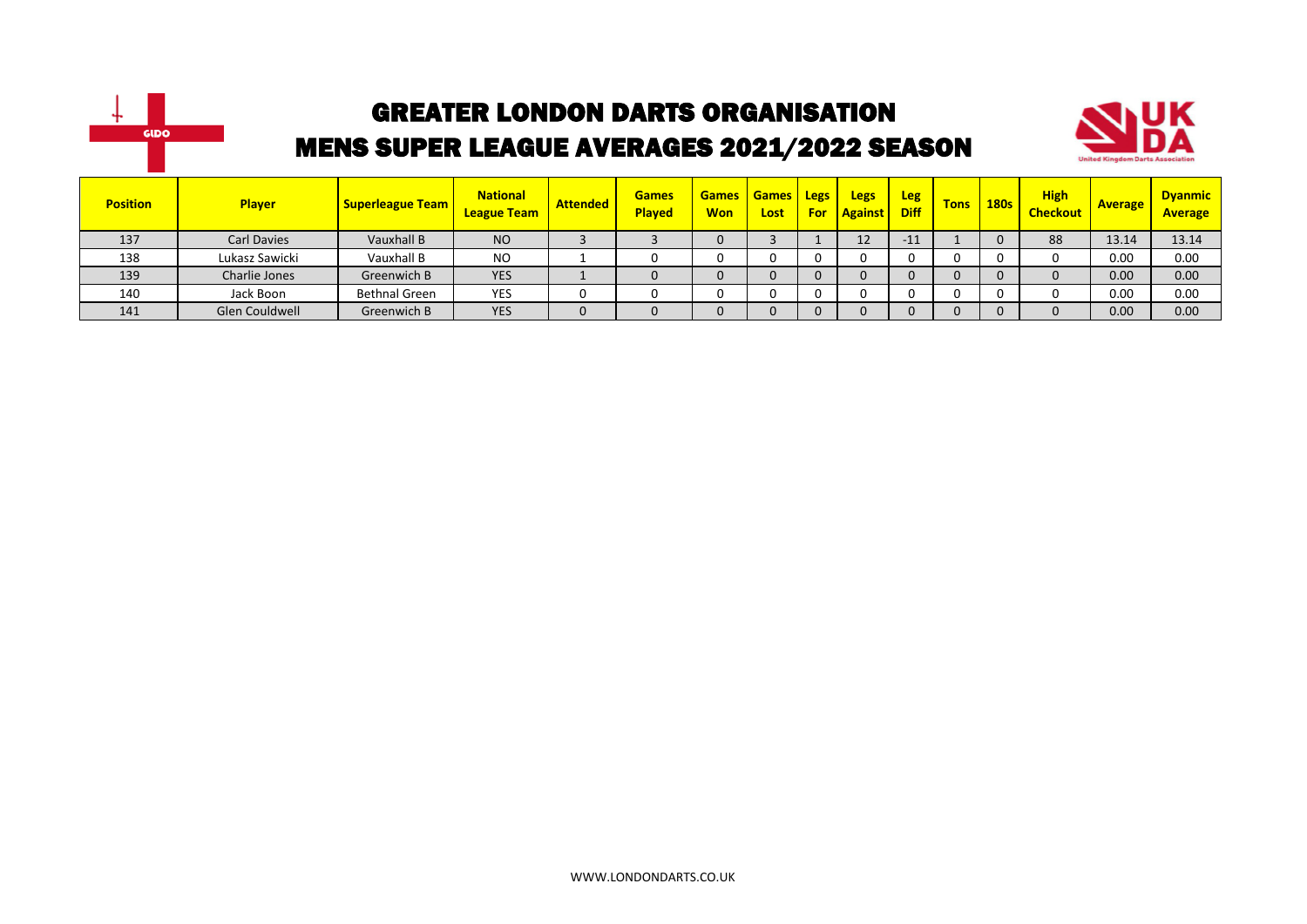# GREATER LONDON DARTS ORGANISATION

## MENS SUPER LEAGUE AVERAGES 2021/2022 SEASON

| Position | Player | Superleague Team | National League Team | Attended | Games Played | Games Won | Games Lost | Legs For | Legs Against | Leg Diff | Tons | 180s | High Checkout | Average | Dyanmic Average |
|---|---|---|---|---|---|---|---|---|---|---|---|---|---|---|---|
| 137 | Carl Davies | Vauxhall B | NO | 3 | 3 | 0 | 3 | 1 | 12 | -11 | 1 | 0 | 88 | 13.14 | 13.14 |
| 138 | Lukasz Sawicki | Vauxhall B | NO | 1 | 0 | 0 | 0 | 0 | 0 | 0 | 0 | 0 | 0 | 0.00 | 0.00 |
| 139 | Charlie Jones | Greenwich B | YES | 1 | 0 | 0 | 0 | 0 | 0 | 0 | 0 | 0 | 0 | 0.00 | 0.00 |
| 140 | Jack Boon | Bethnal Green | YES | 0 | 0 | 0 | 0 | 0 | 0 | 0 | 0 | 0 | 0 | 0.00 | 0.00 |
| 141 | Glen Couldwell | Greenwich B | YES | 0 | 0 | 0 | 0 | 0 | 0 | 0 | 0 | 0 | 0 | 0.00 | 0.00 |

WWW.LONDONDARTS.CO.UK